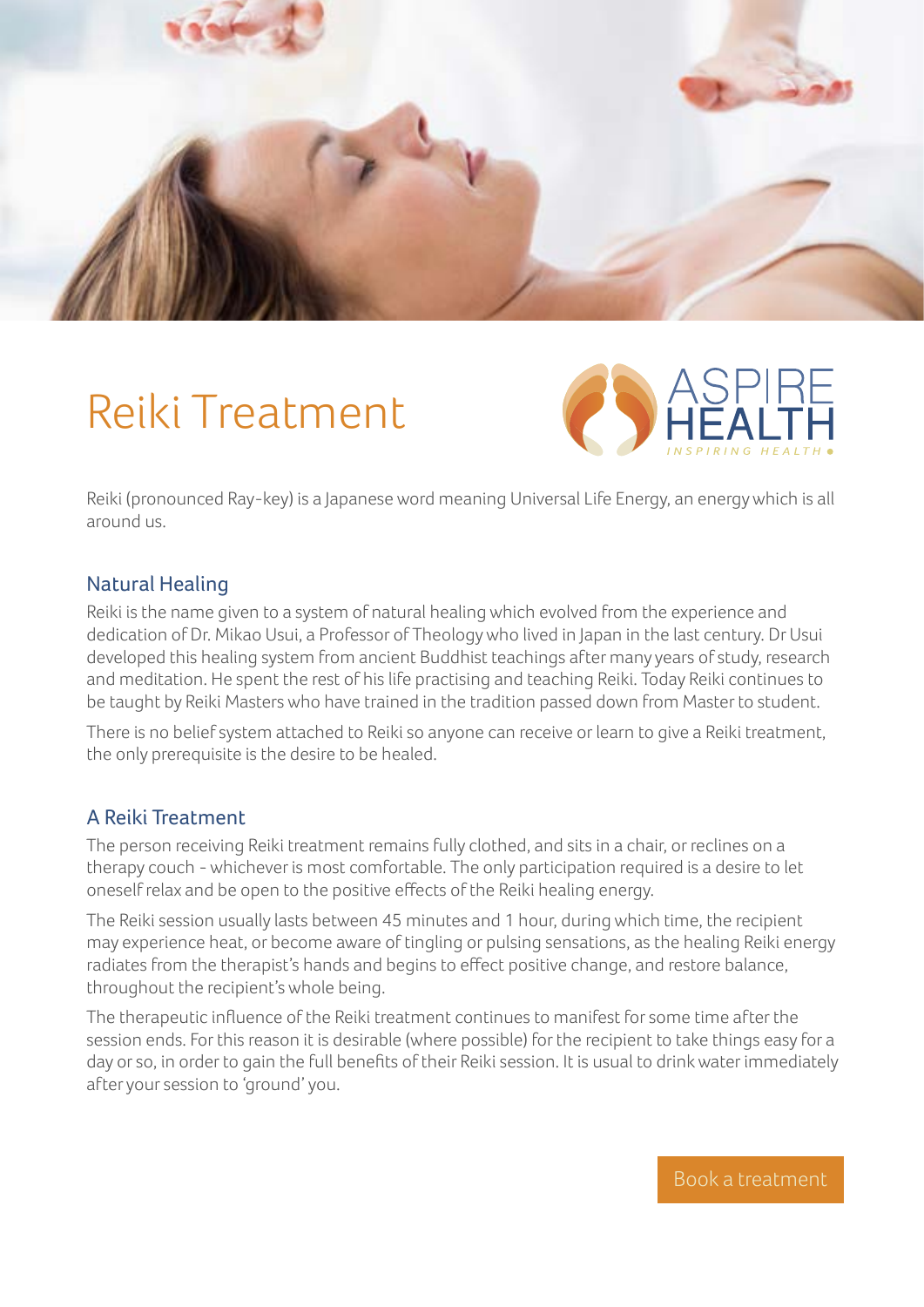# Reiki Treatment

ASPIRE HEALTH

INSPIRING HEALTH

Reiki (pronounced Ray-key) is a Japanese word meaning Universal Life Energy, an energy which is all around us.

## Natural Healing

Reiki is the name given to a system of natural healing which evolved from the experience and dedication of Dr. Mikao Usui, a Professor of Theology who lived in Japan in the last century. Dr Usui developed this healing system from ancient Buddhist teachings after many years of study, research and meditation. He spent the rest of his life practising and teaching Reiki. Today Reiki continues to be taught by Reiki Masters who have trained in the tradition passed down from Master to student.

There is no belief system attached to Reiki so anyone can receive or learn to give a Reiki treatment, the only prerequisite is the desire to be healed.

## A Reiki Treatment

The person receiving Reiki treatment remains fully clothed, and sits in a chair, or reclines on a therapy couch - whichever is most comfortable. The only participation required is a desire to let oneself relax and be open to the positive effects of the Reiki healing energy.

The Reiki session usually lasts between 45 minutes and 1 hour, during which time, the recipient may experience heat, or become aware of tingling or pulsing sensations, as the healing Reiki energy radiates from the therapist's hands and begins to effect positive change, and restore balance, throughout the recipient's whole being.

The therapeutic influence of the Reiki treatment continues to manifest for some time after the session ends. For this reason it is desirable (where possible) for the recipient to take things easy for a day or so, in order to gain the full benefits of their Reiki session. It is usual to drink water immediately after your session to 'ground' you.

Book a treatment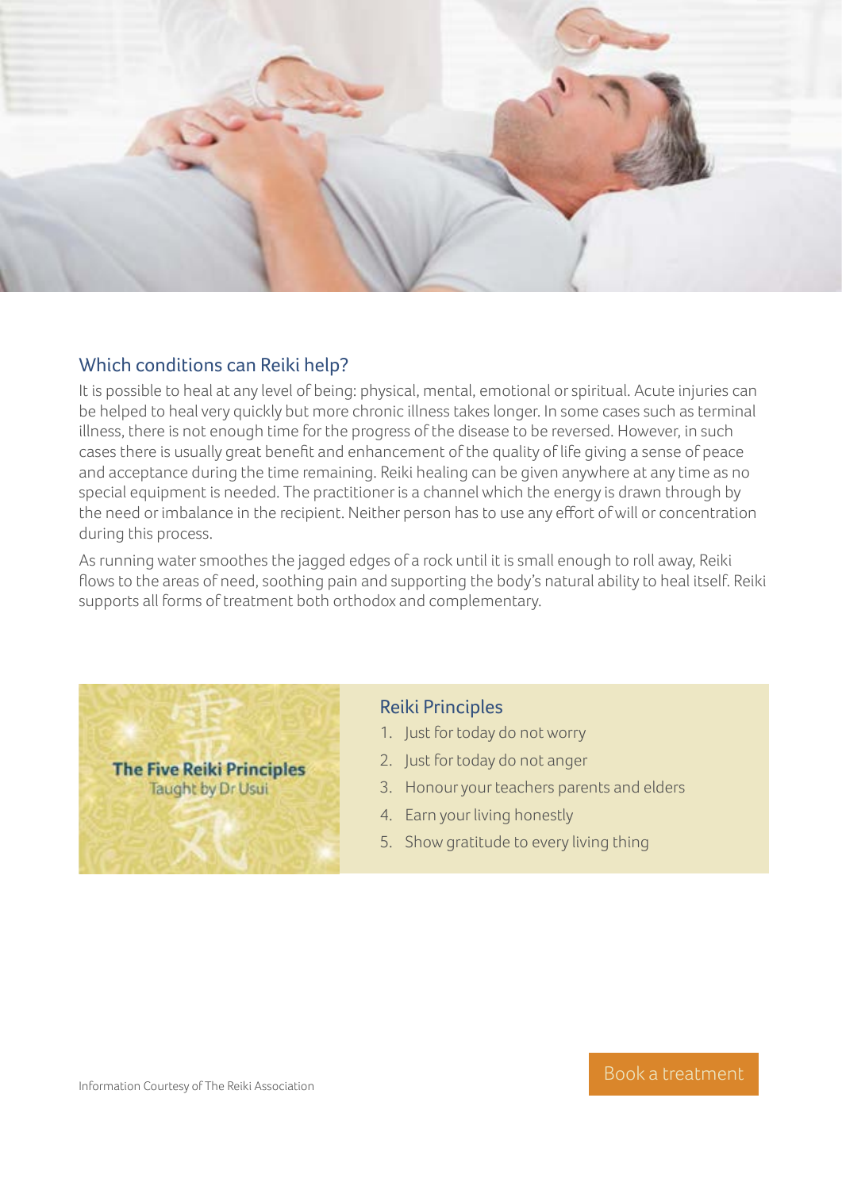## Which conditions can Reiki help?

It is possible to heal at any level of being: physical, mental, emotional or spiritual. Acute injuries can be helped to heal very quickly but more chronic illness takes longer. In some cases such as terminal illness, there is not enough time for the progress of the disease to be reversed. However, in such cases there is usually great benefit and enhancement of the quality of life giving a sense of peace and acceptance during the time remaining. Reiki healing can be given anywhere at any time as no special equipment is needed. The practitioner is a channel which the energy is drawn through by the need or imbalance in the recipient. Neither person has to use any effort of will or concentration during this process.

As running water smoothes the jagged edges of a rock until it is small enough to roll away, Reiki flows to the areas of need, soothing pain and supporting the body's natural ability to heal itself. Reiki supports all forms of treatment both orthodox and complementary.

**The Five Reiki Principles**
Taught by Dr Usui

## Reiki Principles

1. Just for today do not worry
2. Just for today do not anger
3. Honour your teachers parents and elders
4. Earn your living honestly
5. Show gratitude to every living thing

Information Courtesy of The Reiki Association

Book a treatment